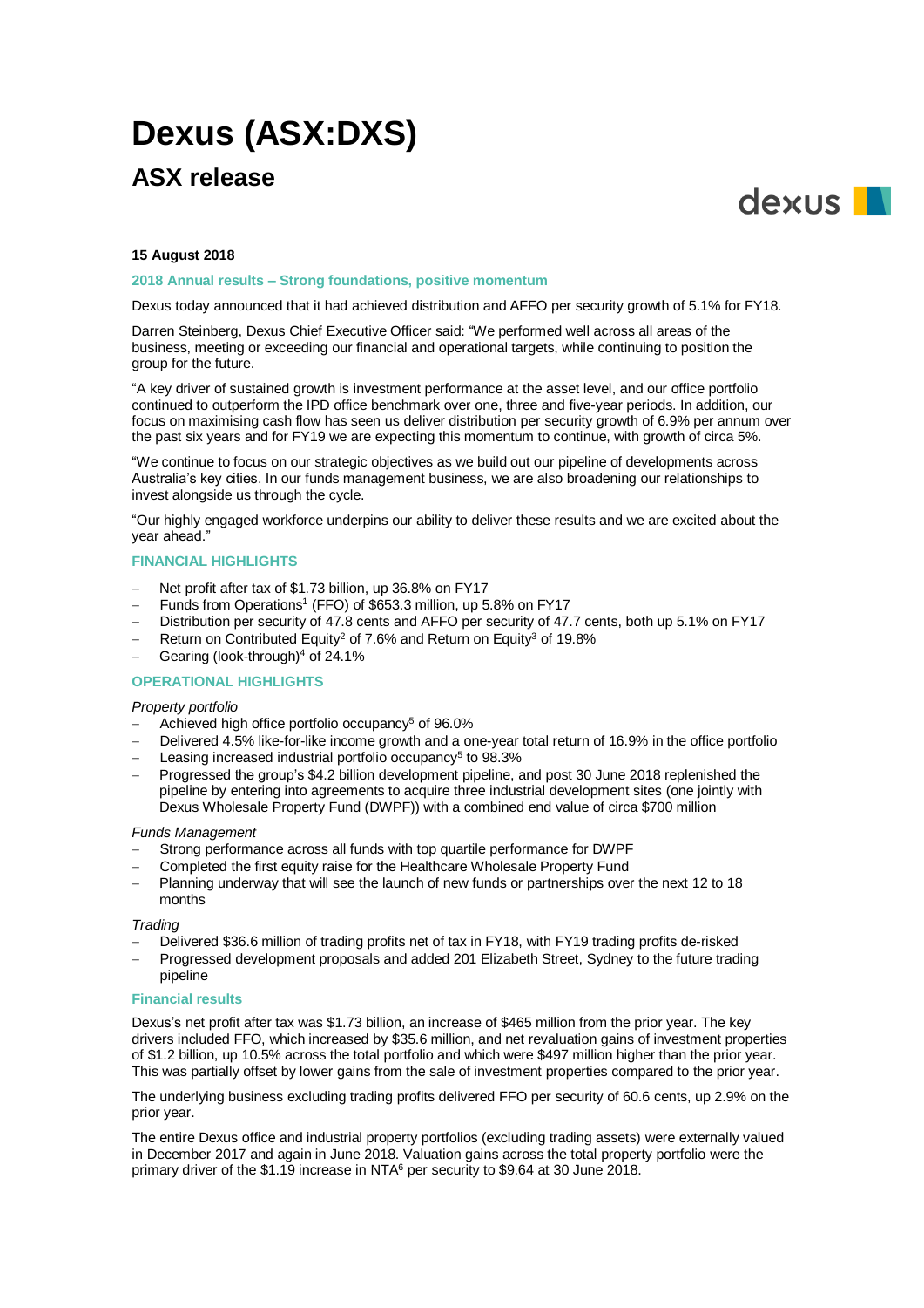# Dexus (ASX:DXS)

## ASX release

**15 August 2018**

### 2018 Annual results – Strong foundations, positive momentum

Dexus today announced that it had achieved distribution and AFFO per security growth of 5.1% for FY18.

Darren Steinberg, Dexus Chief Executive Officer said: "We performed well across all areas of the business, meeting or exceeding our financial and operational targets, while continuing to position the group for the future.

"A key driver of sustained growth is investment performance at the asset level, and our office portfolio continued to outperform the IPD office benchmark over one, three and five-year periods. In addition, our focus on maximising cash flow has seen us deliver distribution per security growth of 6.9% per annum over the past six years and for FY19 we are expecting this momentum to continue, with growth of circa 5%.

"We continue to focus on our strategic objectives as we build out our pipeline of developments across Australia's key cities. In our funds management business, we are also broadening our relationships to invest alongside us through the cycle.

"Our highly engaged workforce underpins our ability to deliver these results and we are excited about the year ahead."

### FINANCIAL HIGHLIGHTS

- Net profit after tax of $1.73 billion, up 36.8% on FY17
- Funds from Operations[1] (FFO) of $653.3 million, up 5.8% on FY17
- Distribution per security of 47.8 cents and AFFO per security of 47.7 cents, both up 5.1% on FY17
- Return on Contributed Equity[2] of 7.6% and Return on Equity[3] of 19.8%
- Gearing (look-through)[4] of 24.1%

### OPERATIONAL HIGHLIGHTS

*Property portfolio*

- Achieved high office portfolio occupancy[5] of 96.0%
- Delivered 4.5% like-for-like income growth and a one-year total return of 16.9% in the office portfolio
- Leasing increased industrial portfolio occupancy[5] to 98.3%
- Progressed the group's $4.2 billion development pipeline, and post 30 June 2018 replenished the pipeline by entering into agreements to acquire three industrial development sites (one jointly with Dexus Wholesale Property Fund (DWPF)) with a combined end value of circa $700 million

*Funds Management*

- Strong performance across all funds with top quartile performance for DWPF
- Completed the first equity raise for the Healthcare Wholesale Property Fund
- Planning underway that will see the launch of new funds or partnerships over the next 12 to 18 months

*Trading*

- Delivered $36.6 million of trading profits net of tax in FY18, with FY19 trading profits de-risked
- Progressed development proposals and added 201 Elizabeth Street, Sydney to the future trading pipeline

### Financial results

Dexus's net profit after tax was $1.73 billion, an increase of $465 million from the prior year. The key drivers included FFO, which increased by $35.6 million, and net revaluation gains of investment properties of $1.2 billion, up 10.5% across the total portfolio and which were $497 million higher than the prior year. This was partially offset by lower gains from the sale of investment properties compared to the prior year.

The underlying business excluding trading profits delivered FFO per security of 60.6 cents, up 2.9% on the prior year.

The entire Dexus office and industrial property portfolios (excluding trading assets) were externally valued in December 2017 and again in June 2018. Valuation gains across the total property portfolio were the primary driver of the $1.19 increase in NTA[6] per security to $9.64 at 30 June 2018.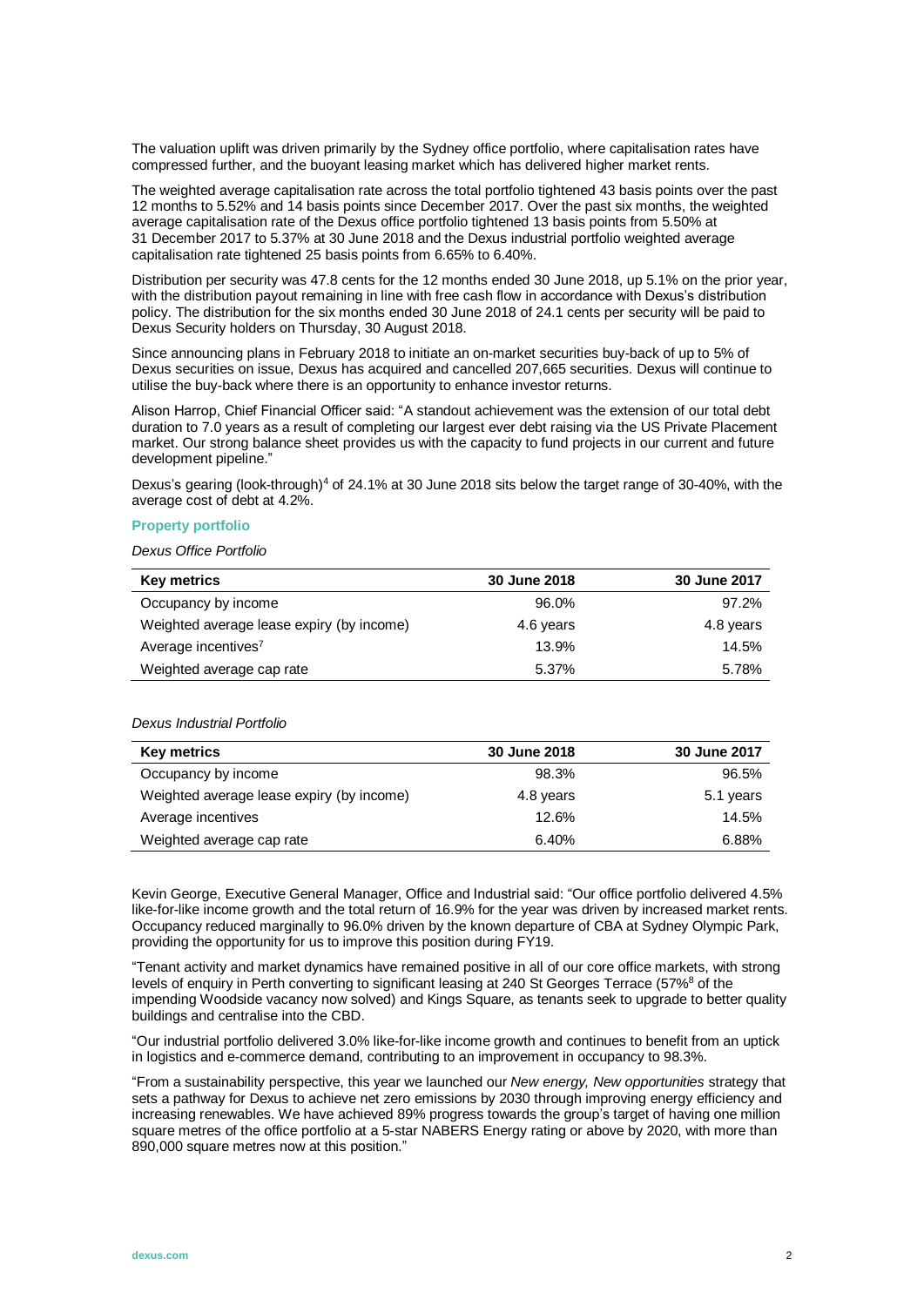The valuation uplift was driven primarily by the Sydney office portfolio, where capitalisation rates have compressed further, and the buoyant leasing market which has delivered higher market rents.

The weighted average capitalisation rate across the total portfolio tightened 43 basis points over the past 12 months to 5.52% and 14 basis points since December 2017. Over the past six months, the weighted average capitalisation rate of the Dexus office portfolio tightened 13 basis points from 5.50% at 31 December 2017 to 5.37% at 30 June 2018 and the Dexus industrial portfolio weighted average capitalisation rate tightened 25 basis points from 6.65% to 6.40%.

Distribution per security was 47.8 cents for the 12 months ended 30 June 2018, up 5.1% on the prior year, with the distribution payout remaining in line with free cash flow in accordance with Dexus's distribution policy. The distribution for the six months ended 30 June 2018 of 24.1 cents per security will be paid to Dexus Security holders on Thursday, 30 August 2018.

Since announcing plans in February 2018 to initiate an on-market securities buy-back of up to 5% of Dexus securities on issue, Dexus has acquired and cancelled 207,665 securities. Dexus will continue to utilise the buy-back where there is an opportunity to enhance investor returns.

Alison Harrop, Chief Financial Officer said: "A standout achievement was the extension of our total debt duration to 7.0 years as a result of completing our largest ever debt raising via the US Private Placement market. Our strong balance sheet provides us with the capacity to fund projects in our current and future development pipeline."

Dexus's gearing (look-through)[4] of 24.1% at 30 June 2018 sits below the target range of 30-40%, with the average cost of debt at 4.2%.

### Property portfolio

*Dexus Office Portfolio*

| Key metrics | 30 June 2018 | 30 June 2017 |
|---|---|---|
| Occupancy by income | 96.0% | 97.2% |
| Weighted average lease expiry (by income) | 4.6 years | 4.8 years |
| Average incentives[7] | 13.9% | 14.5% |
| Weighted average cap rate | 5.37% | 5.78% |

*Dexus Industrial Portfolio*

| Key metrics | 30 June 2018 | 30 June 2017 |
|---|---|---|
| Occupancy by income | 98.3% | 96.5% |
| Weighted average lease expiry (by income) | 4.8 years | 5.1 years |
| Average incentives | 12.6% | 14.5% |
| Weighted average cap rate | 6.40% | 6.88% |

Kevin George, Executive General Manager, Office and Industrial said: "Our office portfolio delivered 4.5% like-for-like income growth and the total return of 16.9% for the year was driven by increased market rents. Occupancy reduced marginally to 96.0% driven by the known departure of CBA at Sydney Olympic Park, providing the opportunity for us to improve this position during FY19.

"Tenant activity and market dynamics have remained positive in all of our core office markets, with strong levels of enquiry in Perth converting to significant leasing at 240 St Georges Terrace (57%[8] of the impending Woodside vacancy now solved) and Kings Square, as tenants seek to upgrade to better quality buildings and centralise into the CBD.

"Our industrial portfolio delivered 3.0% like-for-like income growth and continues to benefit from an uptick in logistics and e-commerce demand, contributing to an improvement in occupancy to 98.3%.

"From a sustainability perspective, this year we launched our *New energy, New opportunities* strategy that sets a pathway for Dexus to achieve net zero emissions by 2030 through improving energy efficiency and increasing renewables. We have achieved 89% progress towards the group's target of having one million square metres of the office portfolio at a 5-star NABERS Energy rating or above by 2020, with more than 890,000 square metres now at this position."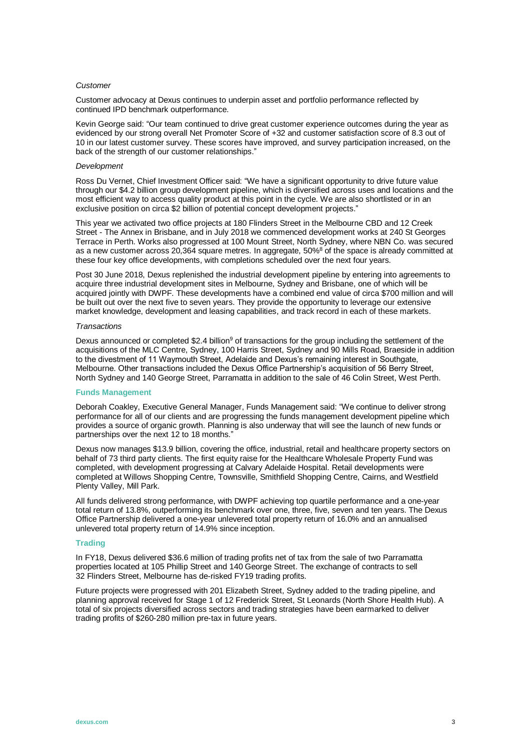*Customer*

Customer advocacy at Dexus continues to underpin asset and portfolio performance reflected by continued IPD benchmark outperformance.

Kevin George said: "Our team continued to drive great customer experience outcomes during the year as evidenced by our strong overall Net Promoter Score of +32 and customer satisfaction score of 8.3 out of 10 in our latest customer survey. These scores have improved, and survey participation increased, on the back of the strength of our customer relationships."

*Development*

Ross Du Vernet, Chief Investment Officer said: "We have a significant opportunity to drive future value through our $4.2 billion group development pipeline, which is diversified across uses and locations and the most efficient way to access quality product at this point in the cycle. We are also shortlisted or in an exclusive position on circa $2 billion of potential concept development projects."

This year we activated two office projects at 180 Flinders Street in the Melbourne CBD and 12 Creek Street - The Annex in Brisbane, and in July 2018 we commenced development works at 240 St Georges Terrace in Perth. Works also progressed at 100 Mount Street, North Sydney, where NBN Co. was secured as a new customer across 20,364 square metres. In aggregate, 50%[8] of the space is already committed at these four key office developments, with completions scheduled over the next four years.

Post 30 June 2018, Dexus replenished the industrial development pipeline by entering into agreements to acquire three industrial development sites in Melbourne, Sydney and Brisbane, one of which will be acquired jointly with DWPF. These developments have a combined end value of circa $700 million and will be built out over the next five to seven years. They provide the opportunity to leverage our extensive market knowledge, development and leasing capabilities, and track record in each of these markets.

*Transactions*

Dexus announced or completed $2.4 billion[9] of transactions for the group including the settlement of the acquisitions of the MLC Centre, Sydney, 100 Harris Street, Sydney and 90 Mills Road, Braeside in addition to the divestment of 11 Waymouth Street, Adelaide and Dexus's remaining interest in Southgate, Melbourne. Other transactions included the Dexus Office Partnership's acquisition of 56 Berry Street, North Sydney and 140 George Street, Parramatta in addition to the sale of 46 Colin Street, West Perth.

### Funds Management

Deborah Coakley, Executive General Manager, Funds Management said: "We continue to deliver strong performance for all of our clients and are progressing the funds management development pipeline which provides a source of organic growth. Planning is also underway that will see the launch of new funds or partnerships over the next 12 to 18 months."

Dexus now manages $13.9 billion, covering the office, industrial, retail and healthcare property sectors on behalf of 73 third party clients. The first equity raise for the Healthcare Wholesale Property Fund was completed, with development progressing at Calvary Adelaide Hospital. Retail developments were completed at Willows Shopping Centre, Townsville, Smithfield Shopping Centre, Cairns, and Westfield Plenty Valley, Mill Park.

All funds delivered strong performance, with DWPF achieving top quartile performance and a one-year total return of 13.8%, outperforming its benchmark over one, three, five, seven and ten years. The Dexus Office Partnership delivered a one-year unlevered total property return of 16.0% and an annualised unlevered total property return of 14.9% since inception.

### Trading

In FY18, Dexus delivered $36.6 million of trading profits net of tax from the sale of two Parramatta properties located at 105 Phillip Street and 140 George Street. The exchange of contracts to sell 32 Flinders Street, Melbourne has de-risked FY19 trading profits.

Future projects were progressed with 201 Elizabeth Street, Sydney added to the trading pipeline, and planning approval received for Stage 1 of 12 Frederick Street, St Leonards (North Shore Health Hub). A total of six projects diversified across sectors and trading strategies have been earmarked to deliver trading profits of $260-280 million pre-tax in future years.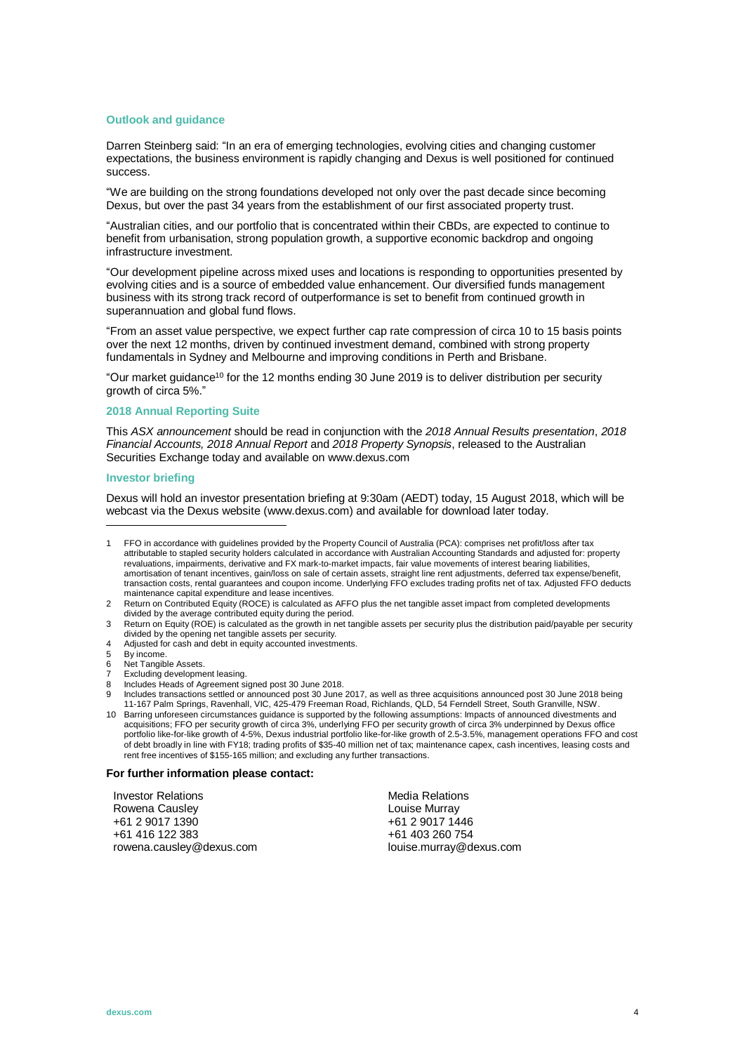### Outlook and guidance

Darren Steinberg said: "In an era of emerging technologies, evolving cities and changing customer expectations, the business environment is rapidly changing and Dexus is well positioned for continued success.

"We are building on the strong foundations developed not only over the past decade since becoming Dexus, but over the past 34 years from the establishment of our first associated property trust.

"Australian cities, and our portfolio that is concentrated within their CBDs, are expected to continue to benefit from urbanisation, strong population growth, a supportive economic backdrop and ongoing infrastructure investment.

"Our development pipeline across mixed uses and locations is responding to opportunities presented by evolving cities and is a source of embedded value enhancement. Our diversified funds management business with its strong track record of outperformance is set to benefit from continued growth in superannuation and global fund flows.

"From an asset value perspective, we expect further cap rate compression of circa 10 to 15 basis points over the next 12 months, driven by continued investment demand, combined with strong property fundamentals in Sydney and Melbourne and improving conditions in Perth and Brisbane.

"Our market guidance[10] for the 12 months ending 30 June 2019 is to deliver distribution per security growth of circa 5%."

### 2018 Annual Reporting Suite

This *ASX announcement* should be read in conjunction with the *2018 Annual Results presentation*, *2018 Financial Accounts, 2018 Annual Report* and *2018 Property Synopsis*, released to the Australian Securities Exchange today and available on www.dexus.com

### Investor briefing

Dexus will hold an investor presentation briefing at 9:30am (AEDT) today, 15 August 2018, which will be webcast via the Dexus website (www.dexus.com) and available for download later today.

---

1. FFO in accordance with guidelines provided by the Property Council of Australia (PCA): comprises net profit/loss after tax attributable to stapled security holders calculated in accordance with Australian Accounting Standards and adjusted for: property revaluations, impairments, derivative and FX mark-to-market impacts, fair value movements of interest bearing liabilities, amortisation of tenant incentives, gain/loss on sale of certain assets, straight line rent adjustments, deferred tax expense/benefit, transaction costs, rental guarantees and coupon income. Underlying FFO excludes trading profits net of tax. Adjusted FFO deducts maintenance capital expenditure and lease incentives.
2. Return on Contributed Equity (ROCE) is calculated as AFFO plus the net tangible asset impact from completed developments divided by the average contributed equity during the period.
3. Return on Equity (ROE) is calculated as the growth in net tangible assets per security plus the distribution paid/payable per security divided by the opening net tangible assets per security.
4. Adjusted for cash and debt in equity accounted investments.
5. By income.
6. Net Tangible Assets.
7. Excluding development leasing.
8. Includes Heads of Agreement signed post 30 June 2018.
9. Includes transactions settled or announced post 30 June 2017, as well as three acquisitions announced post 30 June 2018 being 11-167 Palm Springs, Ravenhall, VIC, 425-479 Freeman Road, Richlands, QLD, 54 Ferndell Street, South Granville, NSW.
10. Barring unforeseen circumstances guidance is supported by the following assumptions: Impacts of announced divestments and acquisitions; FFO per security growth of circa 3%, underlying FFO per security growth of circa 3% underpinned by Dexus office portfolio like-for-like growth of 4-5%, Dexus industrial portfolio like-for-like growth of 2.5-3.5%, management operations FFO and cost of debt broadly in line with FY18; trading profits of $35-40 million net of tax; maintenance capex, cash incentives, leasing costs and rent free incentives of $155-165 million; and excluding any further transactions.

**For further information please contact:**

| Investor Relations | Media Relations |
|---|---|
| Rowena Causley | Louise Murray |
| +61 2 9017 1390 | +61 2 9017 1446 |
| +61 416 122 383 | +61 403 260 754 |
| rowena.causley@dexus.com | louise.murray@dexus.com |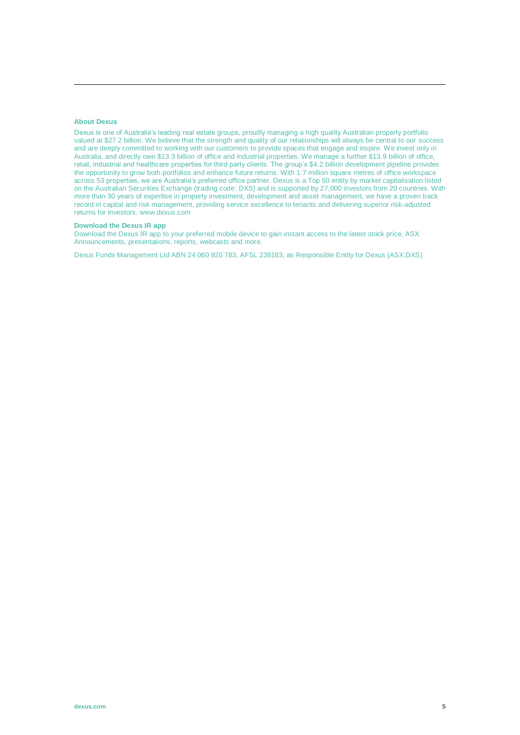**About Dexus**

Dexus is one of Australia's leading real estate groups, proudly managing a high quality Australian property portfolio valued at $27.2 billion. We believe that the strength and quality of our relationships will always be central to our success and are deeply committed to working with our customers to provide spaces that engage and inspire. We invest only in Australia, and directly own $13.3 billion of office and industrial properties. We manage a further $13.9 billion of office, retail, industrial and healthcare properties for third party clients. The group's $4.2 billion development pipeline provides the opportunity to grow both portfolios and enhance future returns. With 1.7 million square metres of office workspace across 53 properties, we are Australia's preferred office partner. Dexus is a Top 50 entity by market capitalisation listed on the Australian Securities Exchange (trading code: DXS) and is supported by 27,000 investors from 20 countries. With more than 30 years of expertise in property investment, development and asset management, we have a proven track record in capital and risk management, providing service excellence to tenants and delivering superior risk-adjusted returns for investors. www.dexus.com

**Download the Dexus IR app**

Download the Dexus IR app to your preferred mobile device to gain instant access to the latest stock price, ASX Announcements, presentations, reports, webcasts and more.

Dexus Funds Management Ltd ABN 24 060 920 783, AFSL 238163, as Responsible Entity for Dexus (ASX:DXS)